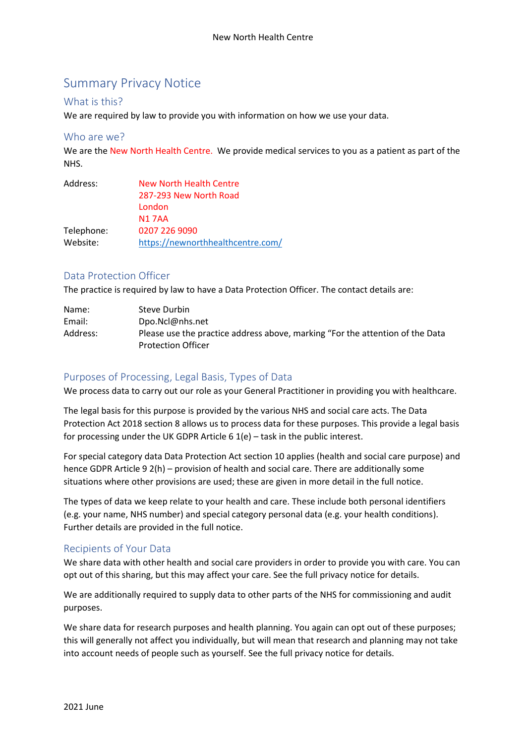# Summary Privacy Notice

## What is this?

We are required by law to provide you with information on how we use your data.

## Who are we?

We are the New North Health Centre. We provide medical services to you as a patient as part of the NHS.

| | |
|---|---|
| Address: | New North Health Centre<br>287-293 New North Road<br>London<br>N1 7AA |
| Telephone: | 0207 226 9090 |
| Website: | https://newnorthhealthcentre.com/ |

## Data Protection Officer

The practice is required by law to have a Data Protection Officer. The contact details are:

| | |
|---|---|
| Name: | Steve Durbin |
| Email: | Dpo.Ncl@nhs.net |
| Address: | Please use the practice address above, marking "For the attention of the Data Protection Officer |

## Purposes of Processing, Legal Basis, Types of Data

We process data to carry out our role as your General Practitioner in providing you with healthcare.

The legal basis for this purpose is provided by the various NHS and social care acts. The Data Protection Act 2018 section 8 allows us to process data for these purposes. This provide a legal basis for processing under the UK GDPR Article 6 1(e) – task in the public interest.

For special category data Data Protection Act section 10 applies (health and social care purpose) and hence GDPR Article 9 2(h) – provision of health and social care. There are additionally some situations where other provisions are used; these are given in more detail in the full notice.

The types of data we keep relate to your health and care. These include both personal identifiers (e.g. your name, NHS number) and special category personal data (e.g. your health conditions). Further details are provided in the full notice.

## Recipients of Your Data

We share data with other health and social care providers in order to provide you with care. You can opt out of this sharing, but this may affect your care. See the full privacy notice for details.

We are additionally required to supply data to other parts of the NHS for commissioning and audit purposes.

We share data for research purposes and health planning. You again can opt out of these purposes; this will generally not affect you individually, but will mean that research and planning may not take into account needs of people such as yourself. See the full privacy notice for details.

2021 June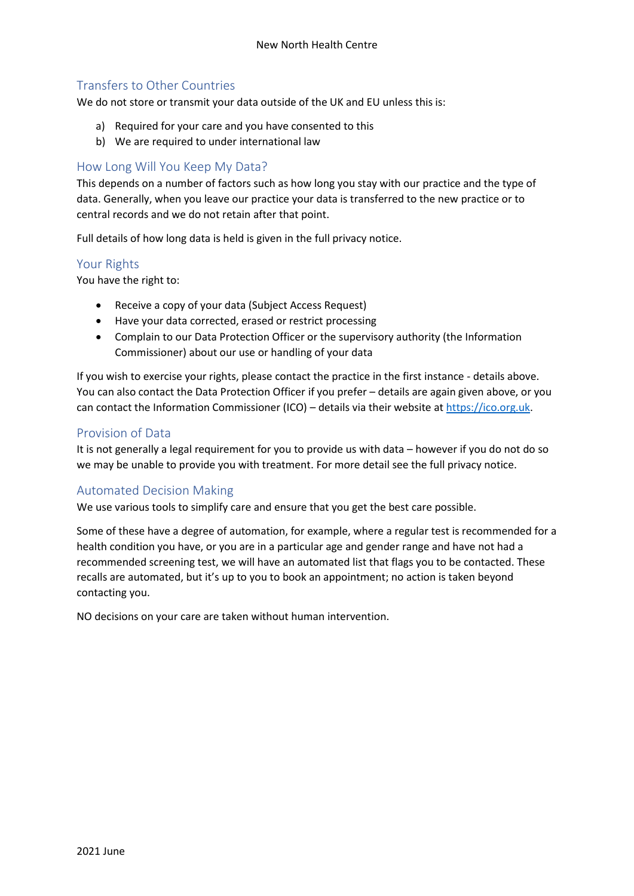## Transfers to Other Countries

We do not store or transmit your data outside of the UK and EU unless this is:

a) Required for your care and you have consented to this
b) We are required to under international law

## How Long Will You Keep My Data?

This depends on a number of factors such as how long you stay with our practice and the type of data. Generally, when you leave our practice your data is transferred to the new practice or to central records and we do not retain after that point.

Full details of how long data is held is given in the full privacy notice.

## Your Rights

You have the right to:

- Receive a copy of your data (Subject Access Request)
- Have your data corrected, erased or restrict processing
- Complain to our Data Protection Officer or the supervisory authority (the Information Commissioner) about our use or handling of your data

If you wish to exercise your rights, please contact the practice in the first instance - details above. You can also contact the Data Protection Officer if you prefer – details are again given above, or you can contact the Information Commissioner (ICO) – details via their website at https://ico.org.uk.

## Provision of Data

It is not generally a legal requirement for you to provide us with data – however if you do not do so we may be unable to provide you with treatment. For more detail see the full privacy notice.

## Automated Decision Making

We use various tools to simplify care and ensure that you get the best care possible.

Some of these have a degree of automation, for example, where a regular test is recommended for a health condition you have, or you are in a particular age and gender range and have not had a recommended screening test, we will have an automated list that flags you to be contacted. These recalls are automated, but it's up to you to book an appointment; no action is taken beyond contacting you.

NO decisions on your care are taken without human intervention.